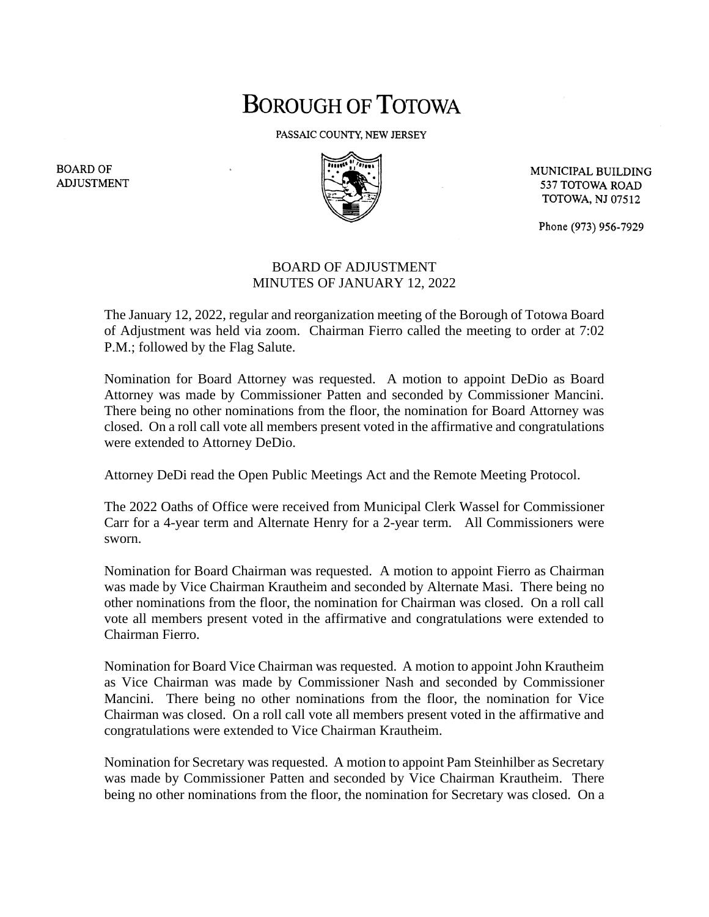# BOROUGH OF TOTOWA

PASSAIC COUNTY, NEW JERSEY

BOARD OF ADJUSTMENT

MUNICIPAL BUILDING
537 TOTOWA ROAD
TOTOWA, NJ 07512

Phone (973) 956-7929

## BOARD OF ADJUSTMENT
## MINUTES OF JANUARY 12, 2022

The January 12, 2022, regular and reorganization meeting of the Borough of Totowa Board of Adjustment was held via zoom. Chairman Fierro called the meeting to order at 7:02 P.M.; followed by the Flag Salute.

Nomination for Board Attorney was requested. A motion to appoint DeDio as Board Attorney was made by Commissioner Patten and seconded by Commissioner Mancini. There being no other nominations from the floor, the nomination for Board Attorney was closed. On a roll call vote all members present voted in the affirmative and congratulations were extended to Attorney DeDio.

Attorney DeDi read the Open Public Meetings Act and the Remote Meeting Protocol.

The 2022 Oaths of Office were received from Municipal Clerk Wassel for Commissioner Carr for a 4-year term and Alternate Henry for a 2-year term. All Commissioners were sworn.

Nomination for Board Chairman was requested. A motion to appoint Fierro as Chairman was made by Vice Chairman Krautheim and seconded by Alternate Masi. There being no other nominations from the floor, the nomination for Chairman was closed. On a roll call vote all members present voted in the affirmative and congratulations were extended to Chairman Fierro.

Nomination for Board Vice Chairman was requested. A motion to appoint John Krautheim as Vice Chairman was made by Commissioner Nash and seconded by Commissioner Mancini. There being no other nominations from the floor, the nomination for Vice Chairman was closed. On a roll call vote all members present voted in the affirmative and congratulations were extended to Vice Chairman Krautheim.

Nomination for Secretary was requested. A motion to appoint Pam Steinhilber as Secretary was made by Commissioner Patten and seconded by Vice Chairman Krautheim. There being no other nominations from the floor, the nomination for Secretary was closed. On a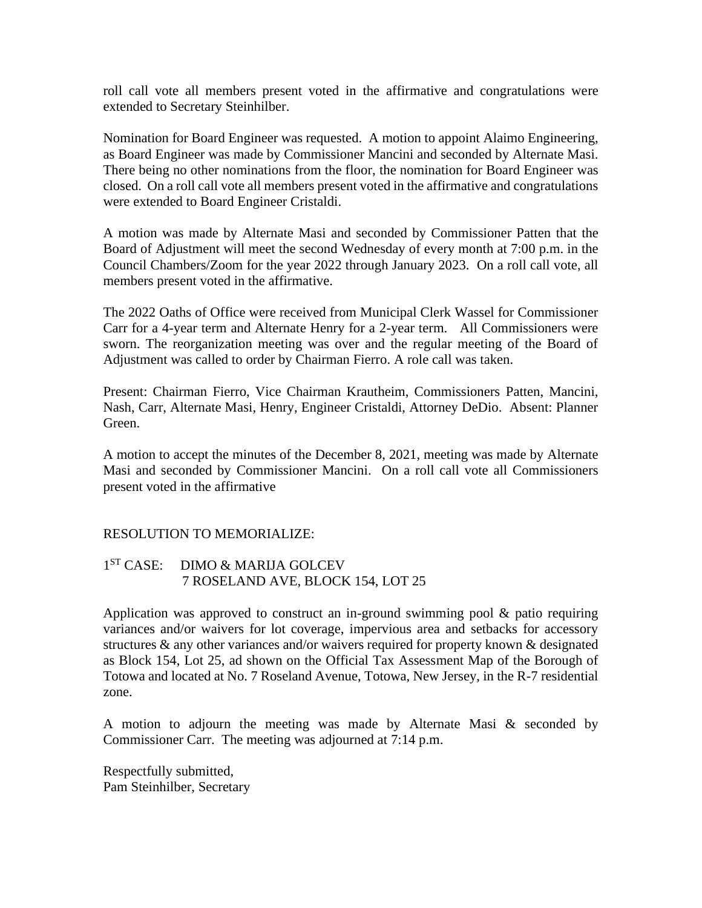roll call vote all members present voted in the affirmative and congratulations were extended to Secretary Steinhilber.

Nomination for Board Engineer was requested. A motion to appoint Alaimo Engineering, as Board Engineer was made by Commissioner Mancini and seconded by Alternate Masi. There being no other nominations from the floor, the nomination for Board Engineer was closed. On a roll call vote all members present voted in the affirmative and congratulations were extended to Board Engineer Cristaldi.

A motion was made by Alternate Masi and seconded by Commissioner Patten that the Board of Adjustment will meet the second Wednesday of every month at 7:00 p.m. in the Council Chambers/Zoom for the year 2022 through January 2023. On a roll call vote, all members present voted in the affirmative.

The 2022 Oaths of Office were received from Municipal Clerk Wassel for Commissioner Carr for a 4-year term and Alternate Henry for a 2-year term. All Commissioners were sworn. The reorganization meeting was over and the regular meeting of the Board of Adjustment was called to order by Chairman Fierro. A role call was taken.

Present: Chairman Fierro, Vice Chairman Krautheim, Commissioners Patten, Mancini, Nash, Carr, Alternate Masi, Henry, Engineer Cristaldi, Attorney DeDio. Absent: Planner Green.

A motion to accept the minutes of the December 8, 2021, meeting was made by Alternate Masi and seconded by Commissioner Mancini. On a roll call vote all Commissioners present voted in the affirmative

RESOLUTION TO MEMORIALIZE:

1ST CASE: DIMO & MARIJA GOLCEV
7 ROSELAND AVE, BLOCK 154, LOT 25

Application was approved to construct an in-ground swimming pool & patio requiring variances and/or waivers for lot coverage, impervious area and setbacks for accessory structures & any other variances and/or waivers required for property known & designated as Block 154, Lot 25, ad shown on the Official Tax Assessment Map of the Borough of Totowa and located at No. 7 Roseland Avenue, Totowa, New Jersey, in the R-7 residential zone.

A motion to adjourn the meeting was made by Alternate Masi & seconded by Commissioner Carr. The meeting was adjourned at 7:14 p.m.

Respectfully submitted,
Pam Steinhilber, Secretary